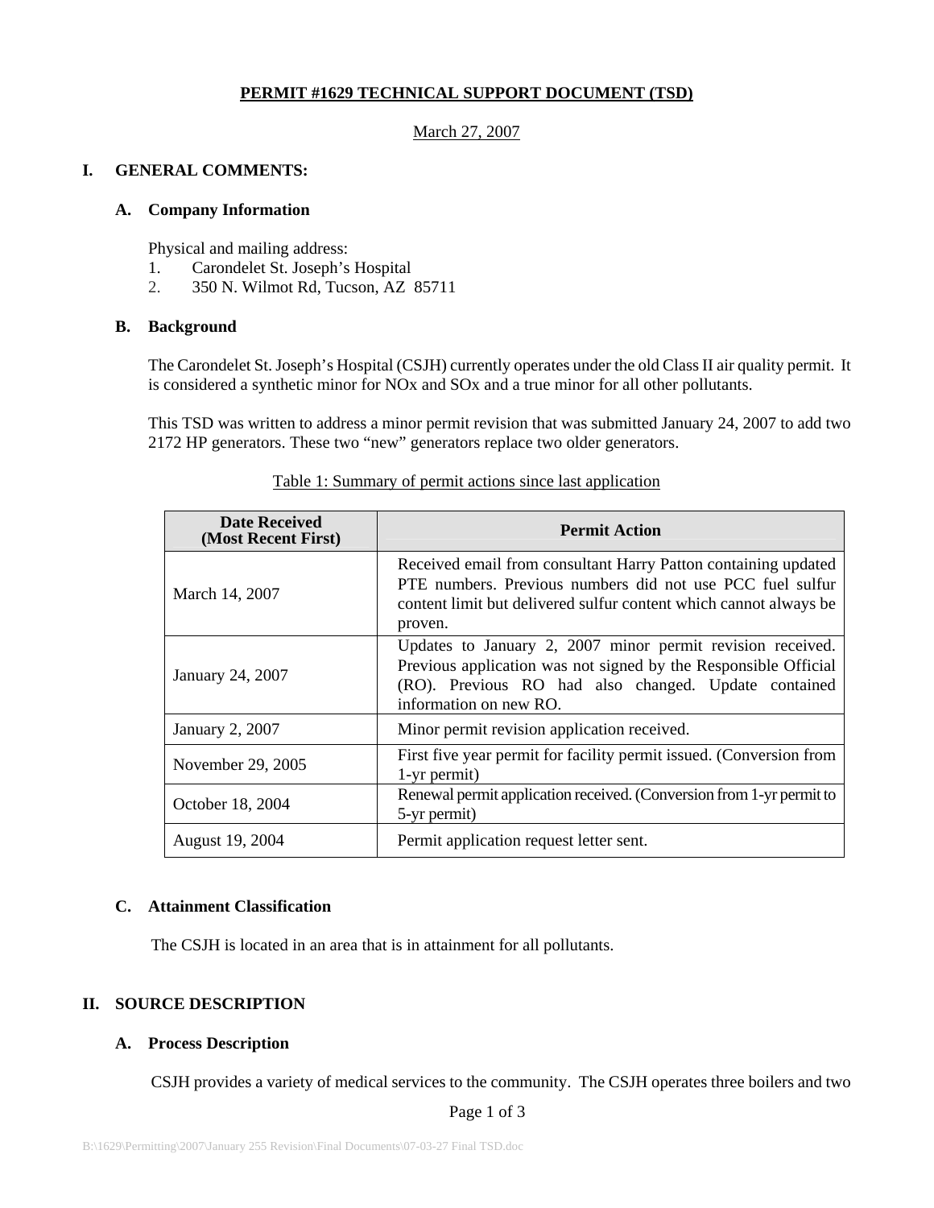# PERMIT #1629 TECHNICAL SUPPORT DOCUMENT (TSD)

March 27, 2007

## I. GENERAL COMMENTS:

### A. Company Information

Physical and mailing address:

1. Carondelet St. Joseph's Hospital
2. 350 N. Wilmot Rd, Tucson, AZ 85711

### B. Background

The Carondelet St. Joseph's Hospital (CSJH) currently operates under the old Class II air quality permit. It is considered a synthetic minor for NOx and SOx and a true minor for all other pollutants.

This TSD was written to address a minor permit revision that was submitted January 24, 2007 to add two 2172 HP generators. These two "new" generators replace two older generators.

Table 1: Summary of permit actions since last application

| Date Received (Most Recent First) | Permit Action |
|---|---|
| March 14, 2007 | Received email from consultant Harry Patton containing updated PTE numbers. Previous numbers did not use PCC fuel sulfur content limit but delivered sulfur content which cannot always be proven. |
| January 24, 2007 | Updates to January 2, 2007 minor permit revision received. Previous application was not signed by the Responsible Official (RO). Previous RO had also changed. Update contained information on new RO. |
| January 2, 2007 | Minor permit revision application received. |
| November 29, 2005 | First five year permit for facility permit issued. (Conversion from 1-yr permit) |
| October 18, 2004 | Renewal permit application received. (Conversion from 1-yr permit to 5-yr permit) |
| August 19, 2004 | Permit application request letter sent. |

### C. Attainment Classification

The CSJH is located in an area that is in attainment for all pollutants.

## II. SOURCE DESCRIPTION

### A. Process Description

CSJH provides a variety of medical services to the community. The CSJH operates three boilers and two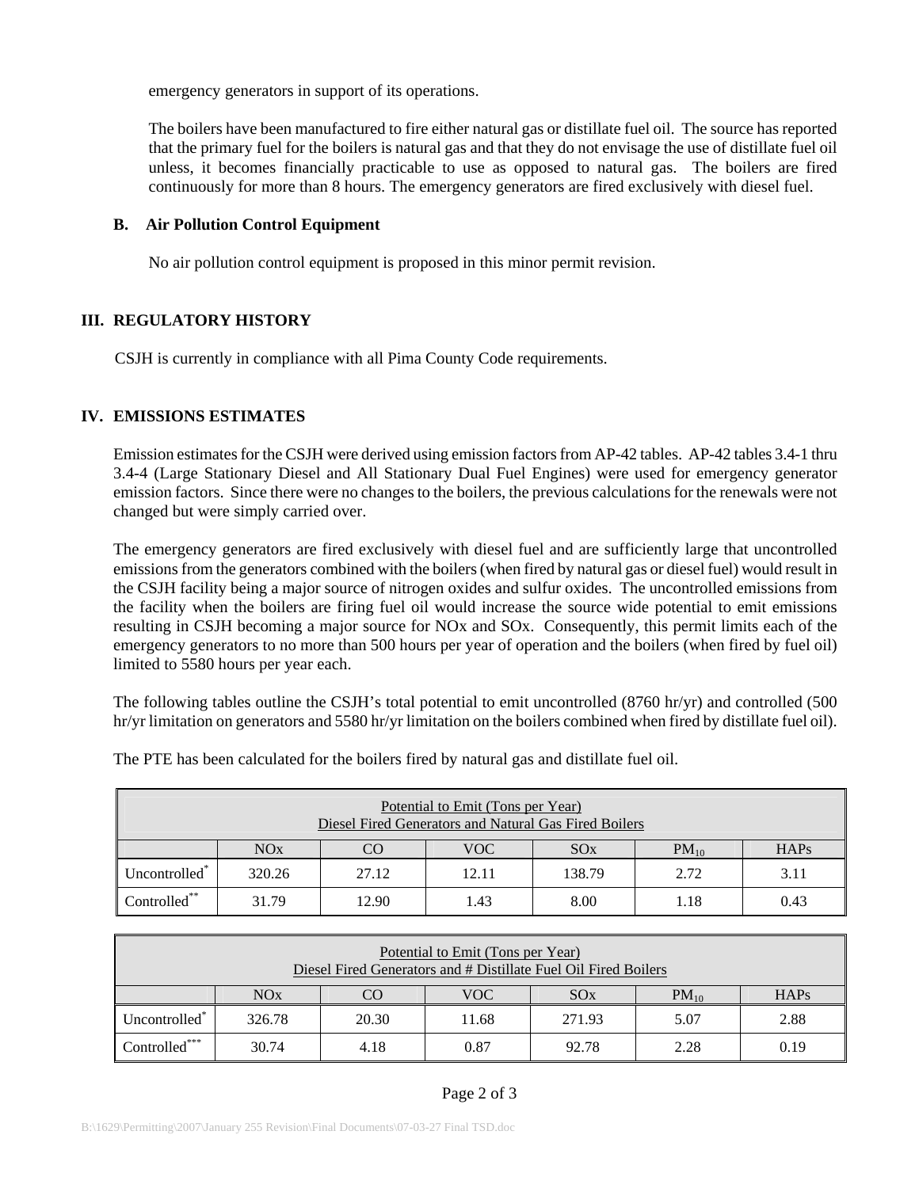emergency generators in support of its operations.

The boilers have been manufactured to fire either natural gas or distillate fuel oil. The source has reported that the primary fuel for the boilers is natural gas and that they do not envisage the use of distillate fuel oil unless, it becomes financially practicable to use as opposed to natural gas. The boilers are fired continuously for more than 8 hours. The emergency generators are fired exclusively with diesel fuel.

### B. Air Pollution Control Equipment

No air pollution control equipment is proposed in this minor permit revision.

## III. REGULATORY HISTORY

CSJH is currently in compliance with all Pima County Code requirements.

## IV. EMISSIONS ESTIMATES

Emission estimates for the CSJH were derived using emission factors from AP-42 tables. AP-42 tables 3.4-1 thru 3.4-4 (Large Stationary Diesel and All Stationary Dual Fuel Engines) were used for emergency generator emission factors. Since there were no changes to the boilers, the previous calculations for the renewals were not changed but were simply carried over.

The emergency generators are fired exclusively with diesel fuel and are sufficiently large that uncontrolled emissions from the generators combined with the boilers (when fired by natural gas or diesel fuel) would result in the CSJH facility being a major source of nitrogen oxides and sulfur oxides. The uncontrolled emissions from the facility when the boilers are firing fuel oil would increase the source wide potential to emit emissions resulting in CSJH becoming a major source for NOx and SOx. Consequently, this permit limits each of the emergency generators to no more than 500 hours per year of operation and the boilers (when fired by fuel oil) limited to 5580 hours per year each.

The following tables outline the CSJH's total potential to emit uncontrolled (8760 hr/yr) and controlled (500 hr/yr limitation on generators and 5580 hr/yr limitation on the boilers combined when fired by distillate fuel oil).

The PTE has been calculated for the boilers fired by natural gas and distillate fuel oil.

| Potential to Emit (Tons per Year) Diesel Fired Generators and Natural Gas Fired Boilers | | | | | | |
|---|---|---|---|---|---|---|
| | NOx | CO | VOC | SOx | $PM_{10}$ | HAPs |
| Uncontrolled* | 320.26 | 27.12 | 12.11 | 138.79 | 2.72 | 3.11 |
| Controlled** | 31.79 | 12.90 | 1.43 | 8.00 | 1.18 | 0.43 |

| Potential to Emit (Tons per Year) Diesel Fired Generators and # Distillate Fuel Oil Fired Boilers | | | | | | |
|---|---|---|---|---|---|---|
| | NOx | CO | VOC | SOx | $PM_{10}$ | HAPs |
| Uncontrolled* | 326.78 | 20.30 | 11.68 | 271.93 | 5.07 | 2.88 |
| Controlled*** | 30.74 | 4.18 | 0.87 | 92.78 | 2.28 | 0.19 |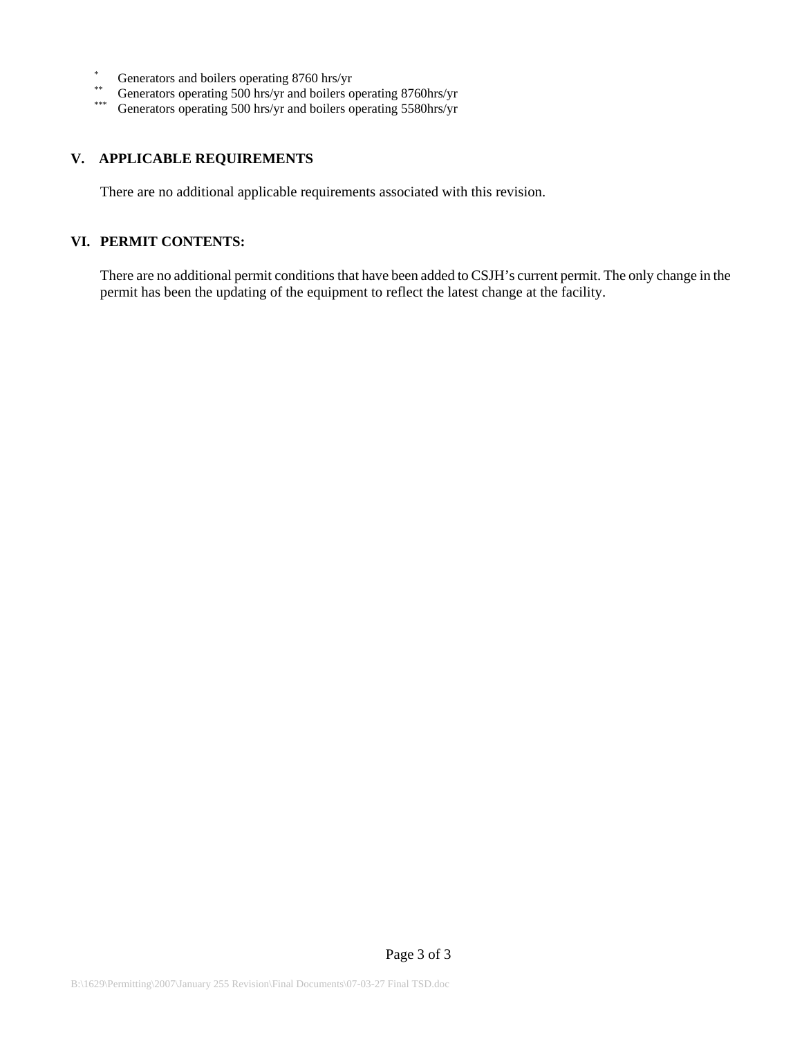\* Generators and boilers operating 8760 hrs/yr
\*\* Generators operating 500 hrs/yr and boilers operating 8760hrs/yr
\*\*\* Generators operating 500 hrs/yr and boilers operating 5580hrs/yr

## V. APPLICABLE REQUIREMENTS

There are no additional applicable requirements associated with this revision.

## VI. PERMIT CONTENTS:

There are no additional permit conditions that have been added to CSJH's current permit. The only change in the permit has been the updating of the equipment to reflect the latest change at the facility.

B:\1629\Permitting\2007\January 255 Revision\Final Documents\07-03-27 Final TSD.doc